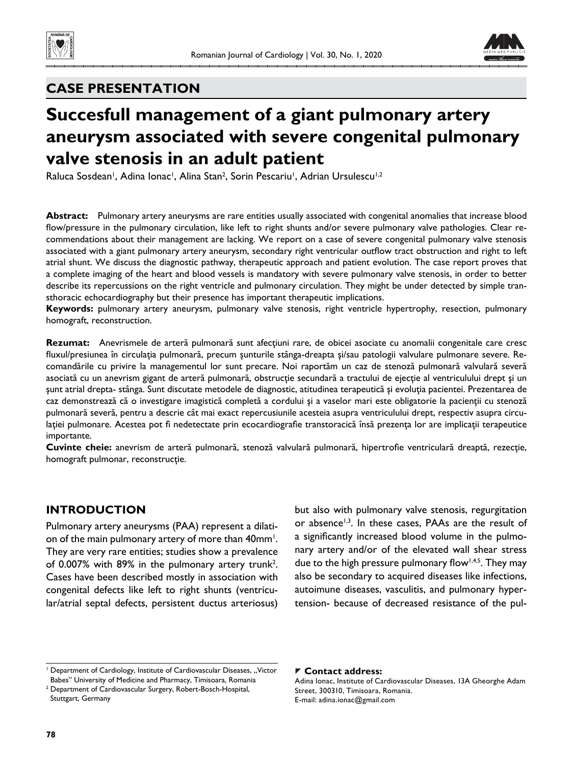## CASE PRESENTATION

# Succesfull management of a giant pulmonary artery aneurysm associated with severe congenital pulmonary valve stenosis in an adult patient

Raluca Sosdean[1], Adina Ionac[1], Alina Stan[2], Sorin Pescariu[1], Adrian Ursulescu[1,2]

**Abstract:** Pulmonary artery aneurysms are rare entities usually associated with congenital anomalies that increase blood flow/pressure in the pulmonary circulation, like left to right shunts and/or severe pulmonary valve pathologies. Clear recommendations about their management are lacking. We report on a case of severe congenital pulmonary valve stenosis associated with a giant pulmonary artery aneurysm, secondary right ventricular outflow tract obstruction and right to left atrial shunt. We discuss the diagnostic pathway, therapeutic approach and patient evolution. The case report proves that a complete imaging of the heart and blood vessels is mandatory with severe pulmonary valve stenosis, in order to better describe its repercussions on the right ventricle and pulmonary circulation. They might be under detected by simple transthoracic echocardiography but their presence has important therapeutic implications.

**Keywords:** pulmonary artery aneurysm, pulmonary valve stenosis, right ventricle hypertrophy, resection, pulmonary homograft, reconstruction.

**Rezumat:** Anevrismele de arteră pulmonară sunt afecțiuni rare, de obicei asociate cu anomalii congenitale care cresc fluxul/presiunea în circulația pulmonară, precum șunturile stânga-dreapta și/sau patologii valvulare pulmonare severe. Recomandările cu privire la managementul lor sunt precare. Noi raportăm un caz de stenoză pulmonară valvulară severă asociată cu un anevrism gigant de arteră pulmonară, obstrucție secundară a tractului de ejecție al ventriculului drept și un șunt atrial drepta- stânga. Sunt discutate metodele de diagnostic, atitudinea terapeutică și evoluția pacientei. Prezentarea de caz demonstrează că o investigare imagistică completă a cordului și a vaselor mari este obligatorie la pacienții cu stenoză pulmonară severă, pentru a descrie cât mai exact repercusiunile acesteia asupra ventriculului drept, respectiv asupra circulației pulmonare. Acestea pot fi nedetectate prin ecocardiografie transtoracică însă prezența lor are implicații terapeutice importante.

**Cuvinte cheie:** anevrism de arteră pulmonară, stenoză valvulară pulmonară, hipertrofie ventriculară dreaptă, rezecție, homograft pulmonar, reconstrucție.

## INTRODUCTION

Pulmonary artery aneurysms (PAA) represent a dilation of the main pulmonary artery of more than 40mm[1]. They are very rare entities; studies show a prevalence of 0.007% with 89% in the pulmonary artery trunk[2]. Cases have been described mostly in association with congenital defects like left to right shunts (ventricular/atrial septal defects, persistent ductus arteriosus) but also with pulmonary valve stenosis, regurgitation or absence[1,3]. In these cases, PAAs are the result of a significantly increased blood volume in the pulmonary artery and/or of the elevated wall shear stress due to the high pressure pulmonary flow[1,4,5]. They may also be secondary to acquired diseases like infections, autoimune diseases, vasculitis, and pulmonary hypertension- because of decreased resistance of the pul-

[1] Department of Cardiology, Institute of Cardiovascular Diseases, „Victor Babes" University of Medicine and Pharmacy, Timisoara, Romania

[2] Department of Cardiovascular Surgery, Robert-Bosch-Hospital, Stuttgart, Germany

**Contact address:**
Adina Ionac, Institute of Cardiovascular Diseases, 13A Gheorghe Adam Street, 300310, Timisoara, Romania.
E-mail: adina.ionac@gmail.com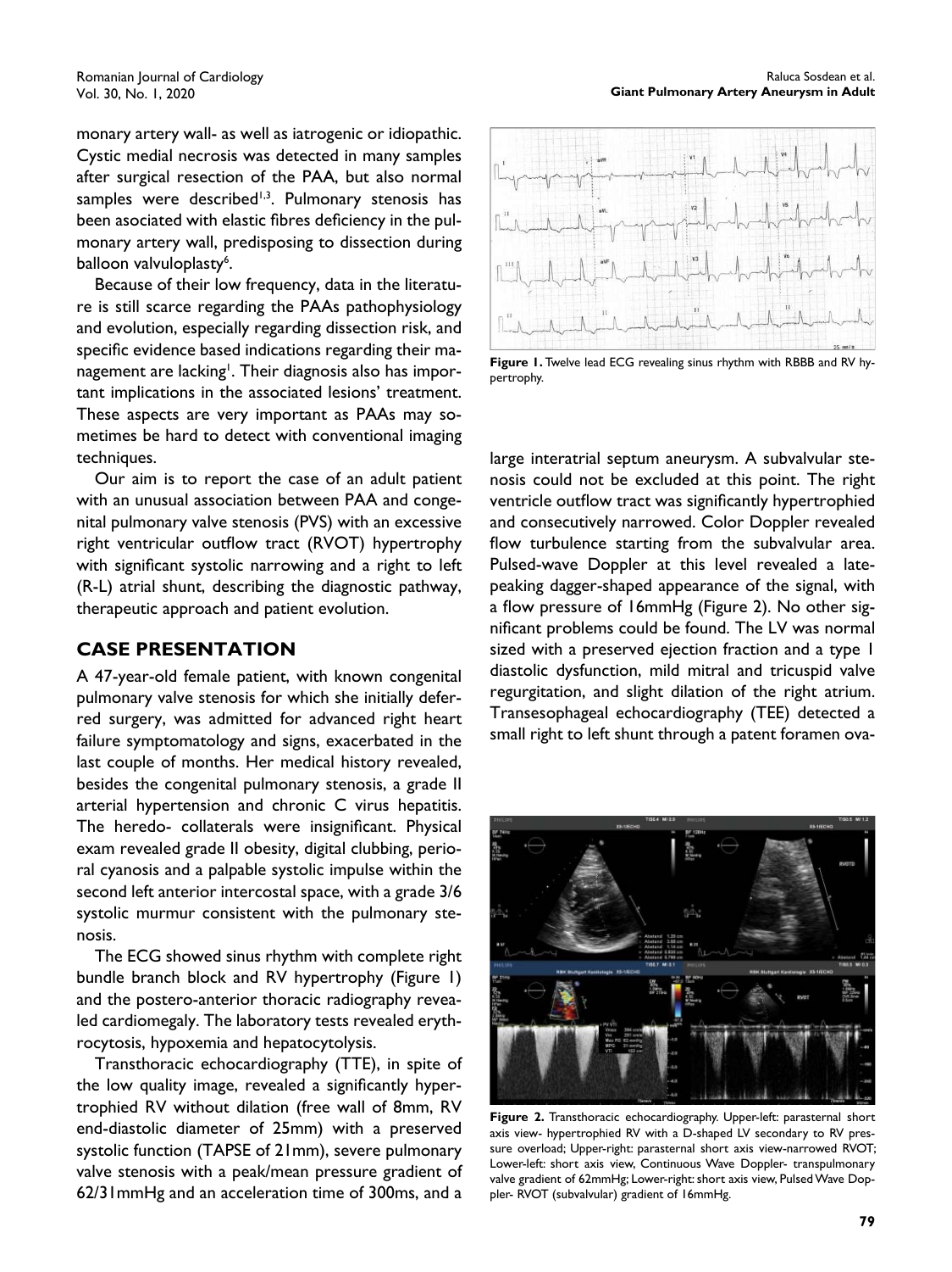monary artery wall- as well as iatrogenic or idiopathic. Cystic medial necrosis was detected in many samples after surgical resection of the PAA, but also normal samples were described[1,3]. Pulmonary stenosis has been asociated with elastic fibres deficiency in the pulmonary artery wall, predisposing to dissection during balloon valvuloplasty[6].

Because of their low frequency, data in the literature is still scarce regarding the PAAs pathophysiology and evolution, especially regarding dissection risk, and specific evidence based indications regarding their management are lacking[1]. Their diagnosis also has important implications in the associated lesions' treatment. These aspects are very important as PAAs may sometimes be hard to detect with conventional imaging techniques.

Our aim is to report the case of an adult patient with an unusual association between PAA and congenital pulmonary valve stenosis (PVS) with an excessive right ventricular outflow tract (RVOT) hypertrophy with significant systolic narrowing and a right to left (R-L) atrial shunt, describing the diagnostic pathway, therapeutic approach and patient evolution.

## CASE PRESENTATION

A 47-year-old female patient, with known congenital pulmonary valve stenosis for which she initially deferred surgery, was admitted for advanced right heart failure symptomatology and signs, exacerbated in the last couple of months. Her medical history revealed, besides the congenital pulmonary stenosis, a grade II arterial hypertension and chronic C virus hepatitis. The heredo- collaterals were insignificant. Physical exam revealed grade II obesity, digital clubbing, perioral cyanosis and a palpable systolic impulse within the second left anterior intercostal space, with a grade 3/6 systolic murmur consistent with the pulmonary stenosis.

The ECG showed sinus rhythm with complete right bundle branch block and RV hypertrophy (Figure 1) and the postero-anterior thoracic radiography revealed cardiomegaly. The laboratory tests revealed erythrocytosis, hypoxemia and hepatocytolysis.

Transthoracic echocardiography (TTE), in spite of the low quality image, revealed a significantly hypertrophied RV without dilation (free wall of 8mm, RV end-diastolic diameter of 25mm) with a preserved systolic function (TAPSE of 21mm), severe pulmonary valve stenosis with a peak/mean pressure gradient of 62/31mmHg and an acceleration time of 300ms, and a large interatrial septum aneurysm. A subvalvular stenosis could not be excluded at this point. The right ventricle outflow tract was significantly hypertrophied and consecutively narrowed. Color Doppler revealed flow turbulence starting from the subvalvular area. Pulsed-wave Doppler at this level revealed a late-peaking dagger-shaped appearance of the signal, with a flow pressure of 16mmHg (Figure 2). No other significant problems could be found. The LV was normal sized with a preserved ejection fraction and a type 1 diastolic dysfunction, mild mitral and tricuspid valve regurgitation, and slight dilation of the right atrium. Transesophageal echocardiography (TEE) detected a small right to left shunt through a patent foramen ova-

**Figure 1.** Twelve lead ECG revealing sinus rhythm with RBBB and RV hypertrophy.

**Figure 2.** Transthoracic echocardiography. Upper-left: parasternal short axis view- hypertrophied RV with a D-shaped LV secondary to RV pressure overload; Upper-right: parasternal short axis view-narrowed RVOT; Lower-left: short axis view, Continuous Wave Doppler- transpulmonary valve gradient of 62mmHg; Lower-right: short axis view, Pulsed Wave Doppler- RVOT (subvalvular) gradient of 16mmHg.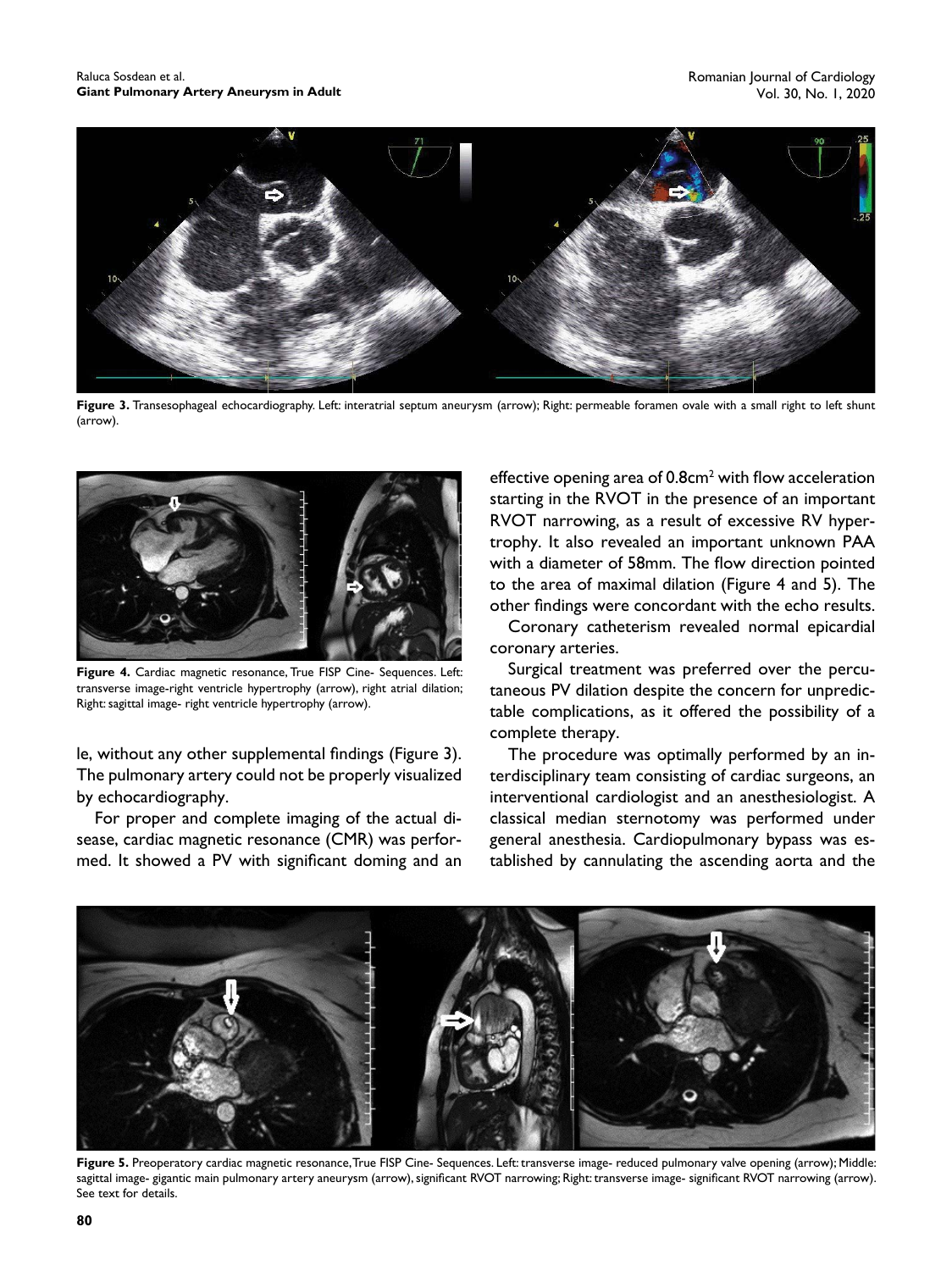Figure 3. Transesophageal echocardiography. Left: interatrial septum aneurysm (arrow); Right: permeable foramen ovale with a small right to left shunt (arrow).

Figure 4. Cardiac magnetic resonance, True FISP Cine- Sequences. Left: transverse image-right ventricle hypertrophy (arrow), right atrial dilation; Right: sagittal image- right ventricle hypertrophy (arrow).

le, without any other supplemental findings (Figure 3). The pulmonary artery could not be properly visualized by echocardiography.

For proper and complete imaging of the actual disease, cardiac magnetic resonance (CMR) was performed. It showed a PV with significant doming and an effective opening area of 0.8cm$^2$ with flow acceleration starting in the RVOT in the presence of an important RVOT narrowing, as a result of excessive RV hypertrophy. It also revealed an important unknown PAA with a diameter of 58mm. The flow direction pointed to the area of maximal dilation (Figure 4 and 5). The other findings were concordant with the echo results.

Coronary catheterism revealed normal epicardial coronary arteries.

Surgical treatment was preferred over the percutaneous PV dilation despite the concern for unpredictable complications, as it offered the possibility of a complete therapy.

The procedure was optimally performed by an interdisciplinary team consisting of cardiac surgeons, an interventional cardiologist and an anesthesiologist. A classical median sternotomy was performed under general anesthesia. Cardiopulmonary bypass was established by cannulating the ascending aorta and the

Figure 5. Preoperatory cardiac magnetic resonance, True FISP Cine- Sequences. Left: transverse image- reduced pulmonary valve opening (arrow); Middle: sagittal image- gigantic main pulmonary artery aneurysm (arrow), significant RVOT narrowing; Right: transverse image- significant RVOT narrowing (arrow). See text for details.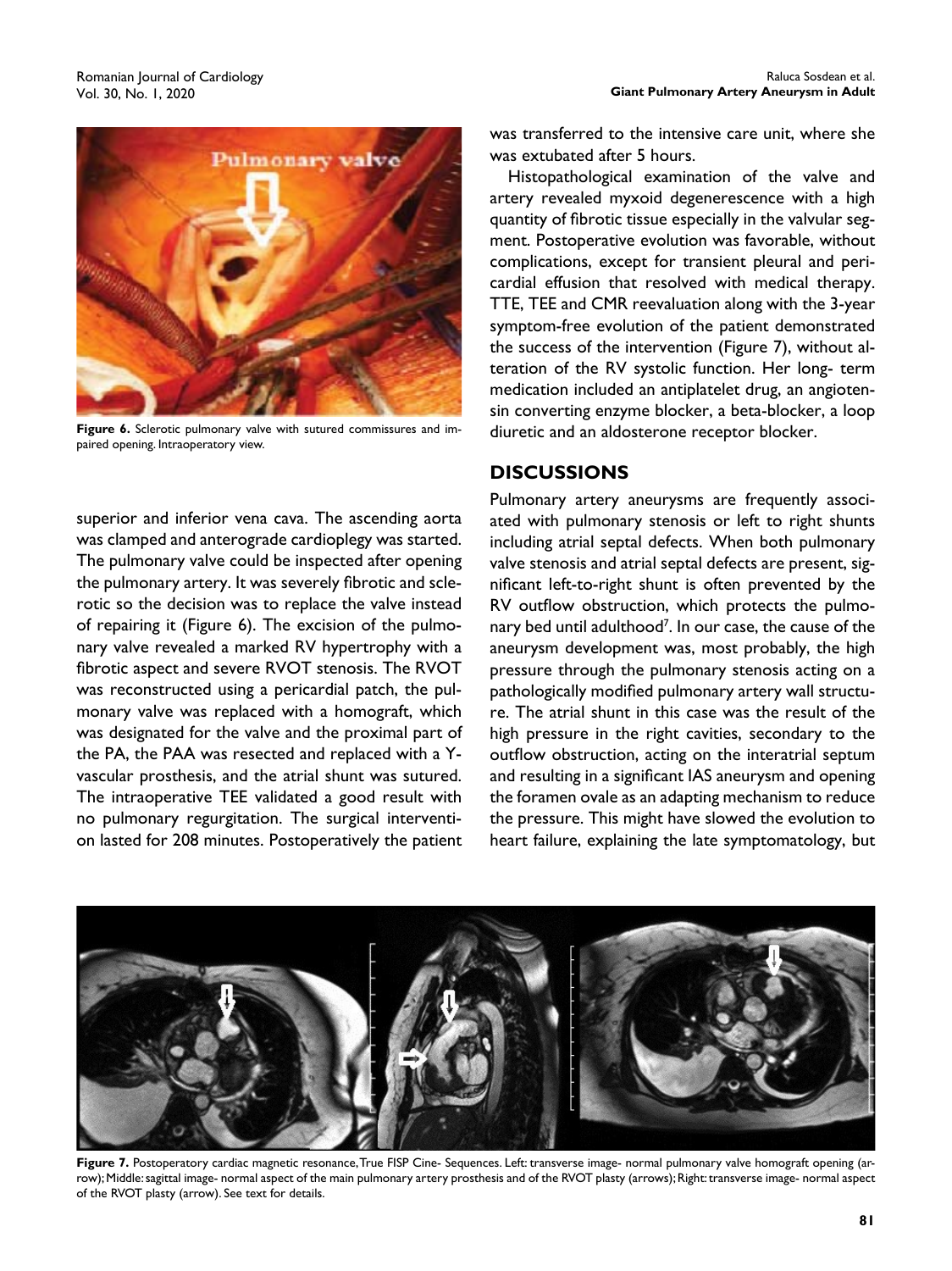Figure 6. Sclerotic pulmonary valve with sutured commissures and impaired opening. Intraoperative view.

superior and inferior vena cava. The ascending aorta was clamped and anterograde cardioplegy was started. The pulmonary valve could be inspected after opening the pulmonary artery. It was severely fibrotic and sclerotic so the decision was to replace the valve instead of repairing it (Figure 6). The excision of the pulmonary valve revealed a marked RV hypertrophy with a fibrotic aspect and severe RVOT stenosis. The RVOT was reconstructed using a pericardial patch, the pulmonary valve was replaced with a homograft, which was designated for the valve and the proximal part of the PA, the PAA was resected and replaced with a Y-vascular prosthesis, and the atrial shunt was sutured. The intraoperative TEE validated a good result with no pulmonary regurgitation. The surgical intervention lasted for 208 minutes. Postoperatively the patient was transferred to the intensive care unit, where she was extubated after 5 hours.

Histopathological examination of the valve and artery revealed myxoid degenerescence with a high quantity of fibrotic tissue especially in the valvular segment. Postoperative evolution was favorable, without complications, except for transient pleural and pericardial effusion that resolved with medical therapy. TTE, TEE and CMR reevaluation along with the 3-year symptom-free evolution of the patient demonstrated the success of the intervention (Figure 7), without alteration of the RV systolic function. Her long- term medication included an antiplatelet drug, an angiotensin converting enzyme blocker, a beta-blocker, a loop diuretic and an aldosterone receptor blocker.

## DISCUSSIONS

Pulmonary artery aneurysms are frequently associated with pulmonary stenosis or left to right shunts including atrial septal defects. When both pulmonary valve stenosis and atrial septal defects are present, significant left-to-right shunt is often prevented by the RV outflow obstruction, which protects the pulmonary bed until adulthood[7]. In our case, the cause of the aneurysm development was, most probably, the high pressure through the pulmonary stenosis acting on a pathologically modified pulmonary artery wall structure. The atrial shunt in this case was the result of the high pressure in the right cavities, secondary to the outflow obstruction, acting on the interatrial septum and resulting in a significant IAS aneurysm and opening the foramen ovale as an adapting mechanism to reduce the pressure. This might have slowed the evolution to heart failure, explaining the late symptomatology, but

Figure 7. Postoperatory cardiac magnetic resonance, True FISP Cine- Sequences. Left: transverse image- normal pulmonary valve homograft opening (arrow); Middle: sagittal image- normal aspect of the main pulmonary artery prosthesis and of the RVOT plasty (arrows); Right: transverse image- normal aspect of the RVOT plasty (arrow). See text for details.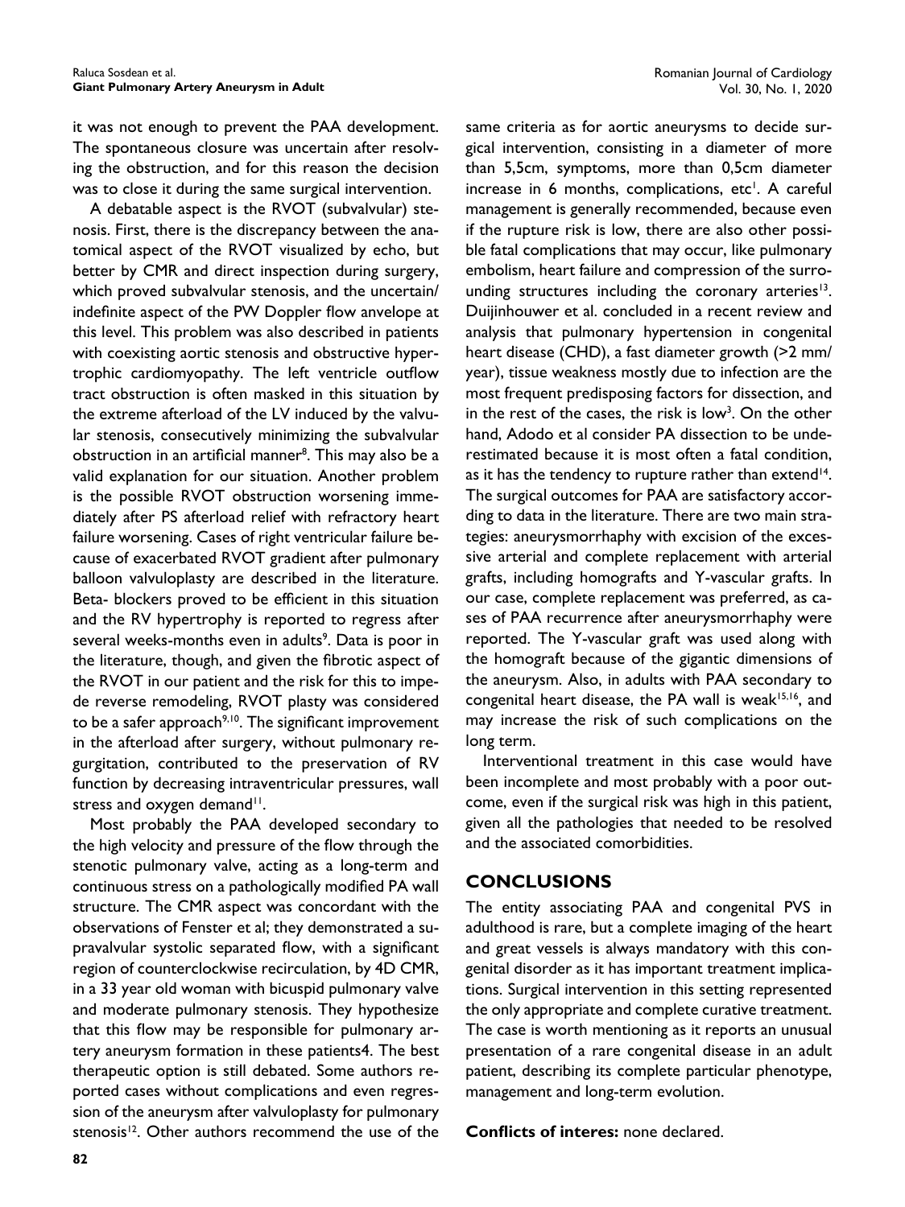it was not enough to prevent the PAA development. The spontaneous closure was uncertain after resolving the obstruction, and for this reason the decision was to close it during the same surgical intervention.

A debatable aspect is the RVOT (subvalvular) stenosis. First, there is the discrepancy between the anatomical aspect of the RVOT visualized by echo, but better by CMR and direct inspection during surgery, which proved subvalvular stenosis, and the uncertain/ indefinite aspect of the PW Doppler flow anvelope at this level. This problem was also described in patients with coexisting aortic stenosis and obstructive hypertrophic cardiomyopathy. The left ventricle outflow tract obstruction is often masked in this situation by the extreme afterload of the LV induced by the valvular stenosis, consecutively minimizing the subvalvular obstruction in an artificial manner[8]. This may also be a valid explanation for our situation. Another problem is the possible RVOT obstruction worsening immediately after PS afterload relief with refractory heart failure worsening. Cases of right ventricular failure because of exacerbated RVOT gradient after pulmonary balloon valvuloplasty are described in the literature. Beta- blockers proved to be efficient in this situation and the RV hypertrophy is reported to regress after several weeks-months even in adults[9]. Data is poor in the literature, though, and given the fibrotic aspect of the RVOT in our patient and the risk for this to impede reverse remodeling, RVOT plasty was considered to be a safer approach[9,10]. The significant improvement in the afterload after surgery, without pulmonary regurgitation, contributed to the preservation of RV function by decreasing intraventricular pressures, wall stress and oxygen demand[11].

Most probably the PAA developed secondary to the high velocity and pressure of the flow through the stenotic pulmonary valve, acting as a long-term and continuous stress on a pathologically modified PA wall structure. The CMR aspect was concordant with the observations of Fenster et al; they demonstrated a supravalvular systolic separated flow, with a significant region of counterclockwise recirculation, by 4D CMR, in a 33 year old woman with bicuspid pulmonary valve and moderate pulmonary stenosis. They hypothesize that this flow may be responsible for pulmonary artery aneurysm formation in these patients4. The best therapeutic option is still debated. Some authors reported cases without complications and even regression of the aneurysm after valvuloplasty for pulmonary stenosis[12]. Other authors recommend the use of the same criteria as for aortic aneurysms to decide surgical intervention, consisting in a diameter of more than 5,5cm, symptoms, more than 0,5cm diameter increase in 6 months, complications, etc[1]. A careful management is generally recommended, because even if the rupture risk is low, there are also other possible fatal complications that may occur, like pulmonary embolism, heart failure and compression of the surrounding structures including the coronary arteries[13]. Duijinhouwer et al. concluded in a recent review and analysis that pulmonary hypertension in congenital heart disease (CHD), a fast diameter growth (>2 mm/ year), tissue weakness mostly due to infection are the most frequent predisposing factors for dissection, and in the rest of the cases, the risk is low[3]. On the other hand, Adodo et al consider PA dissection to be underestimated because it is most often a fatal condition, as it has the tendency to rupture rather than extend[14]. The surgical outcomes for PAA are satisfactory according to data in the literature. There are two main strategies: aneurysmorrhaphy with excision of the excessive arterial and complete replacement with arterial grafts, including homografts and Y-vascular grafts. In our case, complete replacement was preferred, as cases of PAA recurrence after aneurysmorrhaphy were reported. The Y-vascular graft was used along with the homograft because of the gigantic dimensions of the aneurysm. Also, in adults with PAA secondary to congenital heart disease, the PA wall is weak[15,16], and may increase the risk of such complications on the long term.

Interventional treatment in this case would have been incomplete and most probably with a poor outcome, even if the surgical risk was high in this patient, given all the pathologies that needed to be resolved and the associated comorbidities.

## CONCLUSIONS

The entity associating PAA and congenital PVS in adulthood is rare, but a complete imaging of the heart and great vessels is always mandatory with this congenital disorder as it has important treatment implications. Surgical intervention in this setting represented the only appropriate and complete curative treatment. The case is worth mentioning as it reports an unusual presentation of a rare congenital disease in an adult patient, describing its complete particular phenotype, management and long-term evolution.

**Conflicts of interes:** none declared.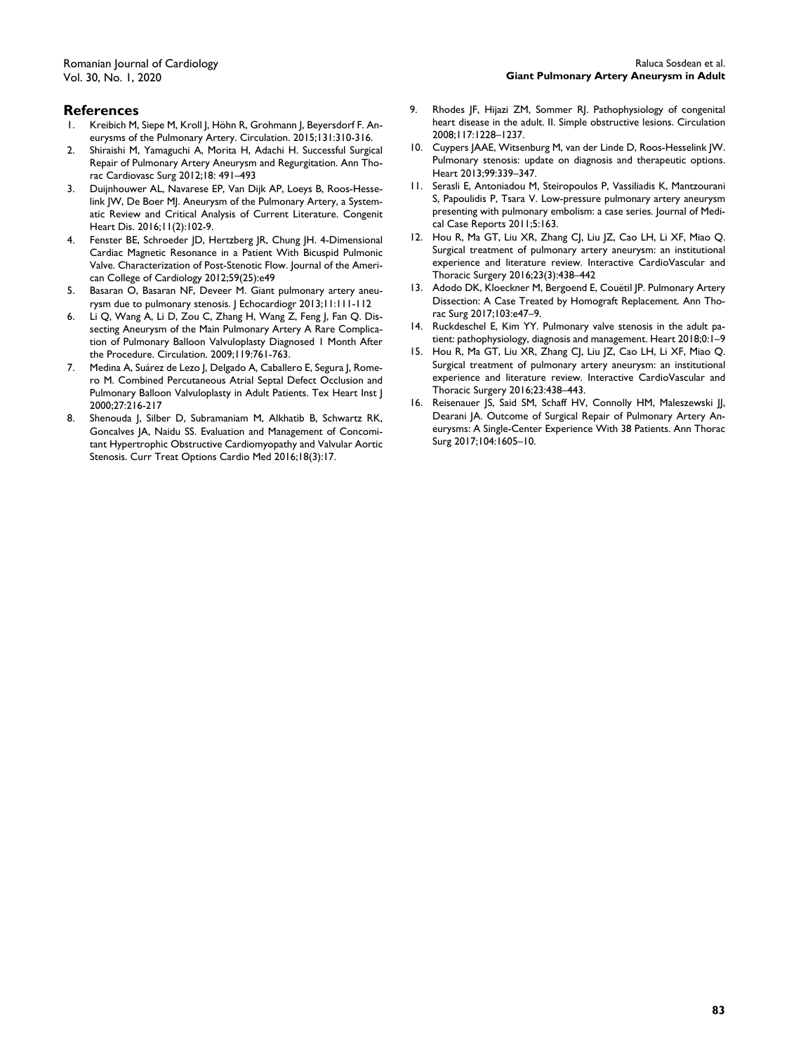## References

1. Kreibich M, Siepe M, Kroll J, Höhn R, Grohmann J, Beyersdorf F. Aneurysms of the Pulmonary Artery. Circulation. 2015;131:310-316.
2. Shiraishi M, Yamaguchi A, Morita H, Adachi H. Successful Surgical Repair of Pulmonary Artery Aneurysm and Regurgitation. Ann Thorac Cardiovasc Surg 2012;18: 491–493
3. Duijnhouwer AL, Navarese EP, Van Dijk AP, Loeys B, Roos-Hesselink JW, De Boer MJ. Aneurysm of the Pulmonary Artery, a Systematic Review and Critical Analysis of Current Literature. Congenit Heart Dis. 2016;11(2):102-9.
4. Fenster BE, Schroeder JD, Hertzberg JR, Chung JH. 4-Dimensional Cardiac Magnetic Resonance in a Patient With Bicuspid Pulmonic Valve. Characterization of Post-Stenotic Flow. Journal of the American College of Cardiology 2012;59(25):e49
5. Basaran O, Basaran NF, Deveer M. Giant pulmonary artery aneurysm due to pulmonary stenosis. J Echocardiogr 2013;11:111-112
6. Li Q, Wang A, Li D, Zou C, Zhang H, Wang Z, Feng J, Fan Q. Dissecting Aneurysm of the Main Pulmonary Artery A Rare Complication of Pulmonary Balloon Valvuloplasty Diagnosed 1 Month After the Procedure. Circulation. 2009;119:761-763.
7. Medina A, Suárez de Lezo J, Delgado A, Caballero E, Segura J, Romero M. Combined Percutaneous Atrial Septal Defect Occlusion and Pulmonary Balloon Valvuloplasty in Adult Patients. Tex Heart Inst J 2000;27:216-217
8. Shenouda J, Silber D, Subramaniam M, Alkhatib B, Schwartz RK, Goncalves JA, Naidu SS. Evaluation and Management of Concomitant Hypertrophic Obstructive Cardiomyopathy and Valvular Aortic Stenosis. Curr Treat Options Cardio Med 2016;18(3):17.
9. Rhodes JF, Hijazi ZM, Sommer RJ. Pathophysiology of congenital heart disease in the adult. II. Simple obstructive lesions. Circulation 2008;117:1228–1237.
10. Cuypers JAAE, Witsenburg M, van der Linde D, Roos-Hesselink JW. Pulmonary stenosis: update on diagnosis and therapeutic options. Heart 2013;99:339–347.
11. Serasli E, Antoniadou M, Steiropoulos P, Vassiliadis K, Mantzourani S, Papoulidis P, Tsara V. Low-pressure pulmonary artery aneurysm presenting with pulmonary embolism: a case series. Journal of Medical Case Reports 2011;5:163.
12. Hou R, Ma GT, Liu XR, Zhang CJ, Liu JZ, Cao LH, Li XF, Miao Q. Surgical treatment of pulmonary artery aneurysm: an institutional experience and literature review. Interactive CardioVascular and Thoracic Surgery 2016;23(3):438–442
13. Adodo DK, Kloeckner M, Bergoend E, Couëtil JP. Pulmonary Artery Dissection: A Case Treated by Homograft Replacement. Ann Thorac Surg 2017;103:e47–9.
14. Ruckdeschel E, Kim YY. Pulmonary valve stenosis in the adult patient: pathophysiology, diagnosis and management. Heart 2018;0:1–9
15. Hou R, Ma GT, Liu XR, Zhang CJ, Liu JZ, Cao LH, Li XF, Miao Q. Surgical treatment of pulmonary artery aneurysm: an institutional experience and literature review. Interactive CardioVascular and Thoracic Surgery 2016;23:438–443.
16. Reisenauer JS, Said SM, Schaff HV, Connolly HM, Maleszewski JJ, Dearani JA. Outcome of Surgical Repair of Pulmonary Artery Aneurysms: A Single-Center Experience With 38 Patients. Ann Thorac Surg 2017;104:1605–10.